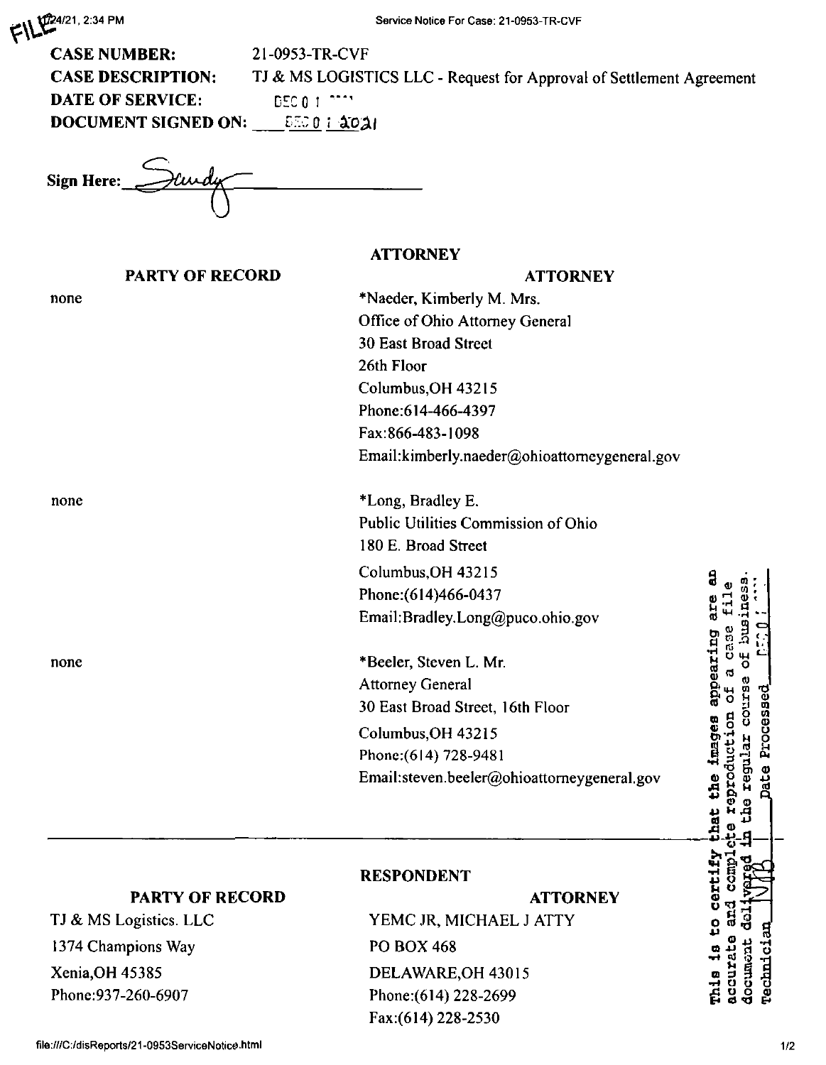**CASE NUMBER:** 21-0953-TR-CVF

**CASE DESCRIPTION:** TJ & MS LOGISTICS LLC - Request for Approval of Settlement Agreement

**DATE OF SERVICE:** DEC 0 1 2021

**DOCUMENT SIGNED ON:** DEC 0 1 2021

**Sign Here:** Sandy

| PARTY OF RECORD | ATTORNEY |
|---|---|
| none | *Naeder, Kimberly M. Mrs.<br>Office of Ohio Attorney General<br>30 East Broad Street<br>26th Floor<br>Columbus,OH 43215<br>Phone:614-466-4397<br>Fax:866-483-1098<br>Email:kimberly.naeder@ohioattorneygeneral.gov |
| none | *Long, Bradley E.<br>Public Utilities Commission of Ohio<br>180 E. Broad Street<br>Columbus,OH 43215<br>Phone:(614)466-0437<br>Email:Bradley.Long@puco.ohio.gov |
| none | *Beeler, Steven L. Mr.<br>Attorney General<br>30 East Broad Street, 16th Floor<br>Columbus,OH 43215<br>Phone:(614) 728-9481<br>Email:steven.beeler@ohioattorneygeneral.gov |

**RESPONDENT**

| PARTY OF RECORD | ATTORNEY |
|---|---|
| TJ & MS Logistics. LLC<br>1374 Champions Way<br>Xenia,OH 45385<br>Phone:937-260-6907 | YEMC JR, MICHAEL J ATTY<br>PO BOX 468<br>DELAWARE,OH 43015<br>Phone:(614) 228-2699<br>Fax:(614) 228-2530 |

This is to certify that the images appearing are an accurate and complete reproduction of a case file document delivered in the regular course of business. Technician NMB Date Processed DEC 0 1 2021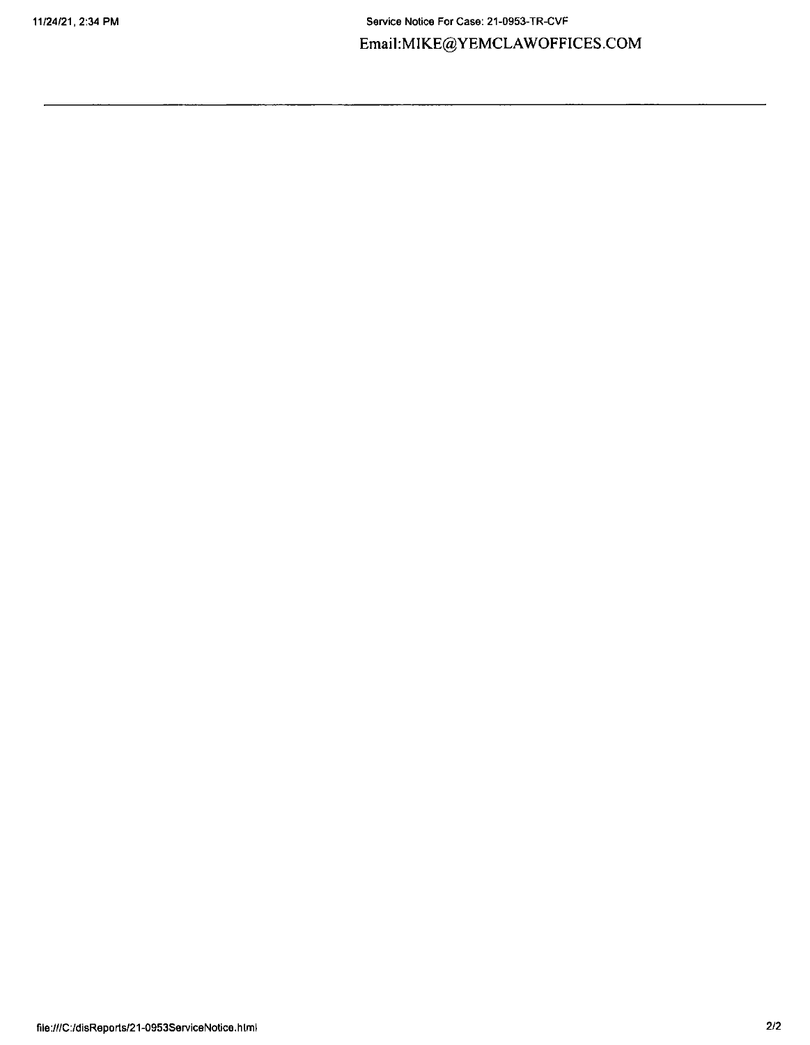Email:MIKE@YEMCLAWOFFICES.COM

---